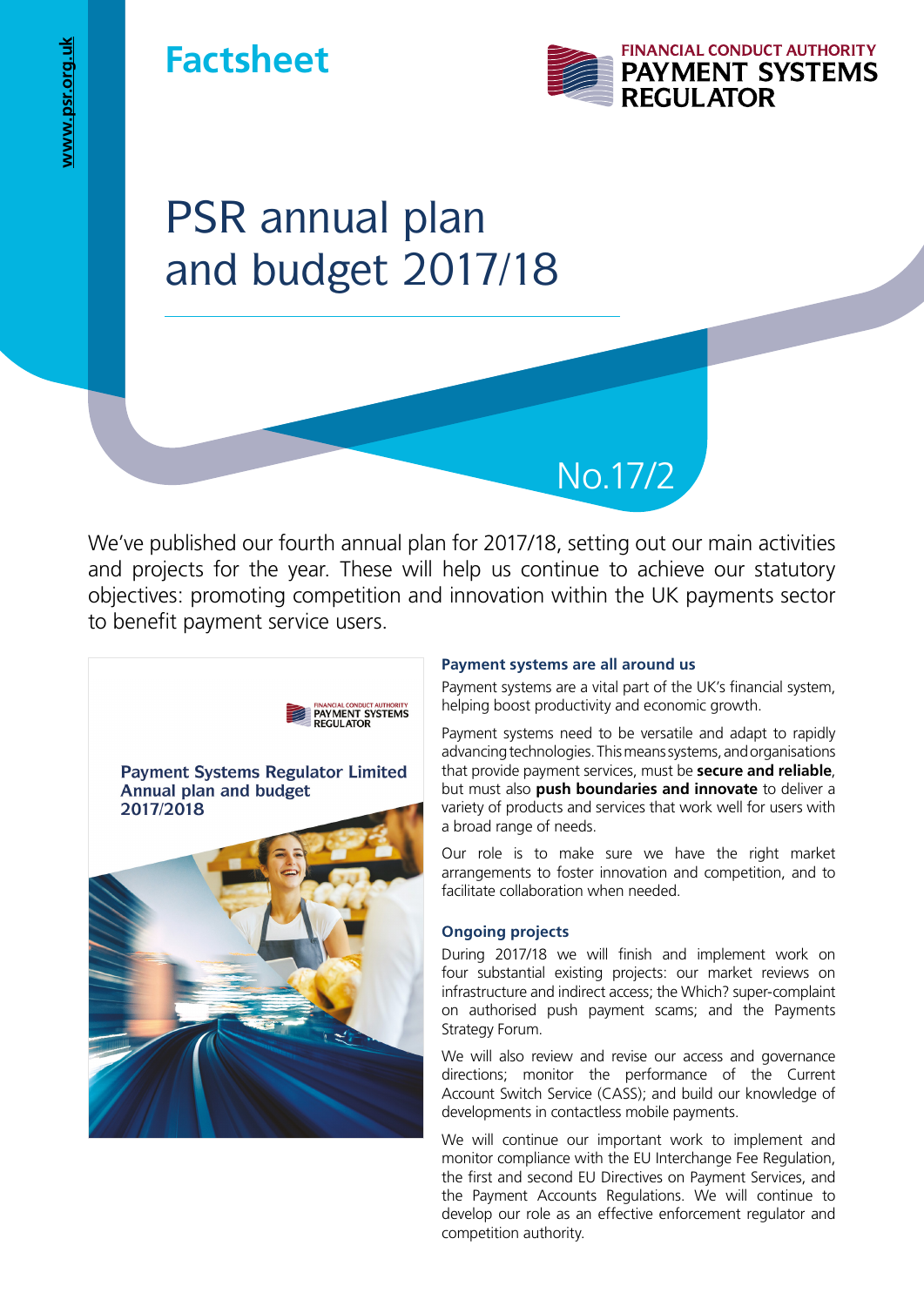Factsheet

# PSR annual plan and budget 2017/18

No.17/2

We've published our fourth annual plan for 2017/18, setting out our main activities and projects for the year. These will help us continue to achieve our statutory objectives: promoting competition and innovation within the UK payments sector to benefit payment service users.

### Payment systems are all around us

Payment systems are a vital part of the UK's financial system, helping boost productivity and economic growth.

Payment systems need to be versatile and adapt to rapidly advancing technologies. This means systems, and organisations that provide payment services, must be **secure and reliable**, but must also **push boundaries and innovate** to deliver a variety of products and services that work well for users with a broad range of needs.

Our role is to make sure we have the right market arrangements to foster innovation and competition, and to facilitate collaboration when needed.

### Ongoing projects

During 2017/18 we will finish and implement work on four substantial existing projects: our market reviews on infrastructure and indirect access; the Which? super-complaint on authorised push payment scams; and the Payments Strategy Forum.

We will also review and revise our access and governance directions; monitor the performance of the Current Account Switch Service (CASS); and build our knowledge of developments in contactless mobile payments.

We will continue our important work to implement and monitor compliance with the EU Interchange Fee Regulation, the first and second EU Directives on Payment Services, and the Payment Accounts Regulations. We will continue to develop our role as an effective enforcement regulator and competition authority.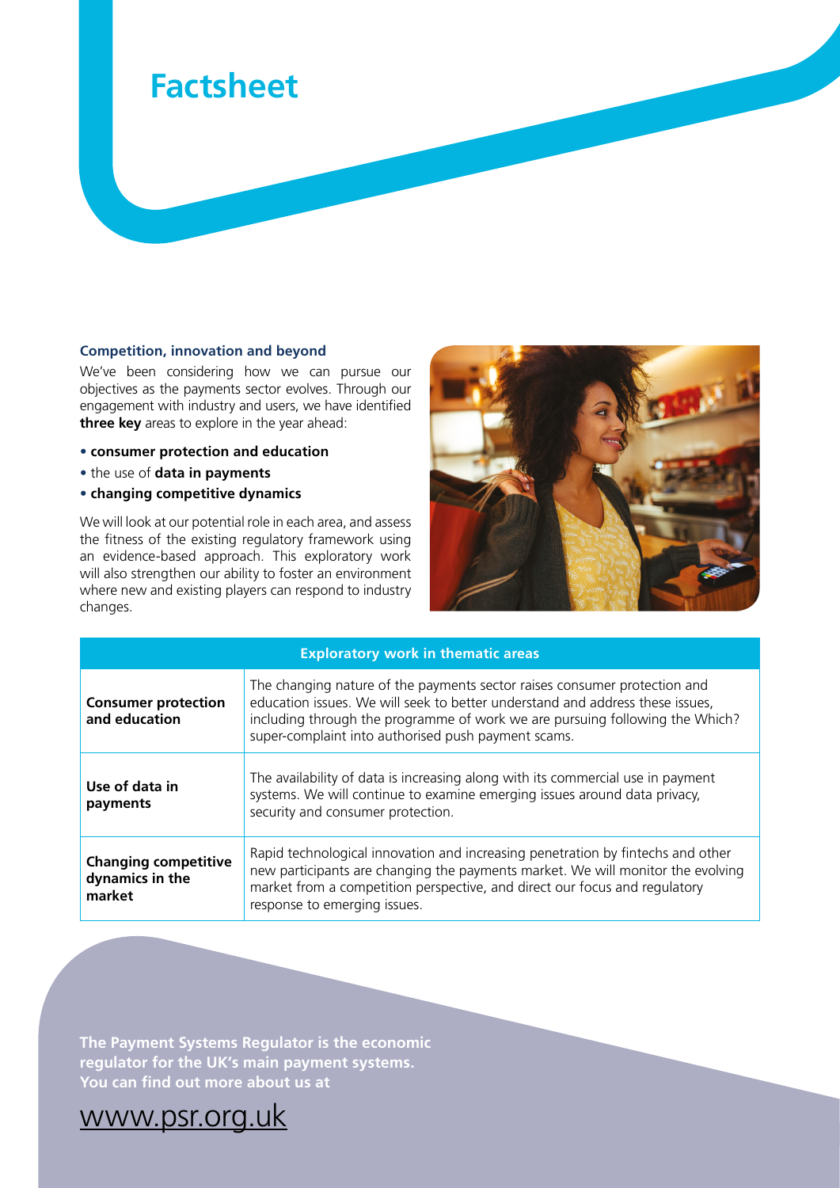# Factsheet

### Competition, innovation and beyond

We've been considering how we can pursue our objectives as the payments sector evolves. Through our engagement with industry and users, we have identified **three key** areas to explore in the year ahead:

- **consumer protection and education**
- the use of **data in payments**
- **changing competitive dynamics**

We will look at our potential role in each area, and assess the fitness of the existing regulatory framework using an evidence-based approach. This exploratory work will also strengthen our ability to foster an environment where new and existing players can respond to industry changes.

| Exploratory work in thematic areas | |
|---|---|
| **Consumer protection and education** | The changing nature of the payments sector raises consumer protection and education issues. We will seek to better understand and address these issues, including through the programme of work we are pursuing following the Which? super-complaint into authorised push payment scams. |
| **Use of data in payments** | The availability of data is increasing along with its commercial use in payment systems. We will continue to examine emerging issues around data privacy, security and consumer protection. |
| **Changing competitive dynamics in the market** | Rapid technological innovation and increasing penetration by fintechs and other new participants are changing the payments market. We will monitor the evolving market from a competition perspective, and direct our focus and regulatory response to emerging issues. |

**The Payment Systems Regulator is the economic regulator for the UK's main payment systems. You can find out more about us at**

www.psr.org.uk